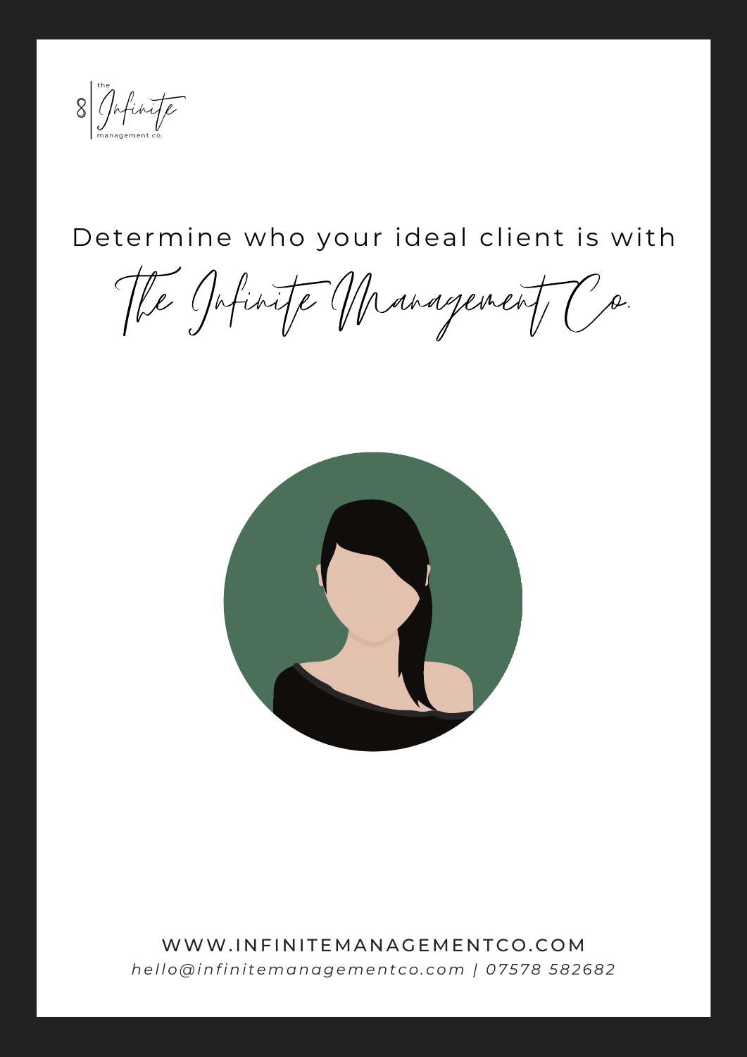the Infinite management co.

# Determine who your ideal client is with

# The Infinite Management Co.

WWW.INFINITEMANAGEMENTCO.COM

*hello@infinitemanagementco.com | 07578 582682*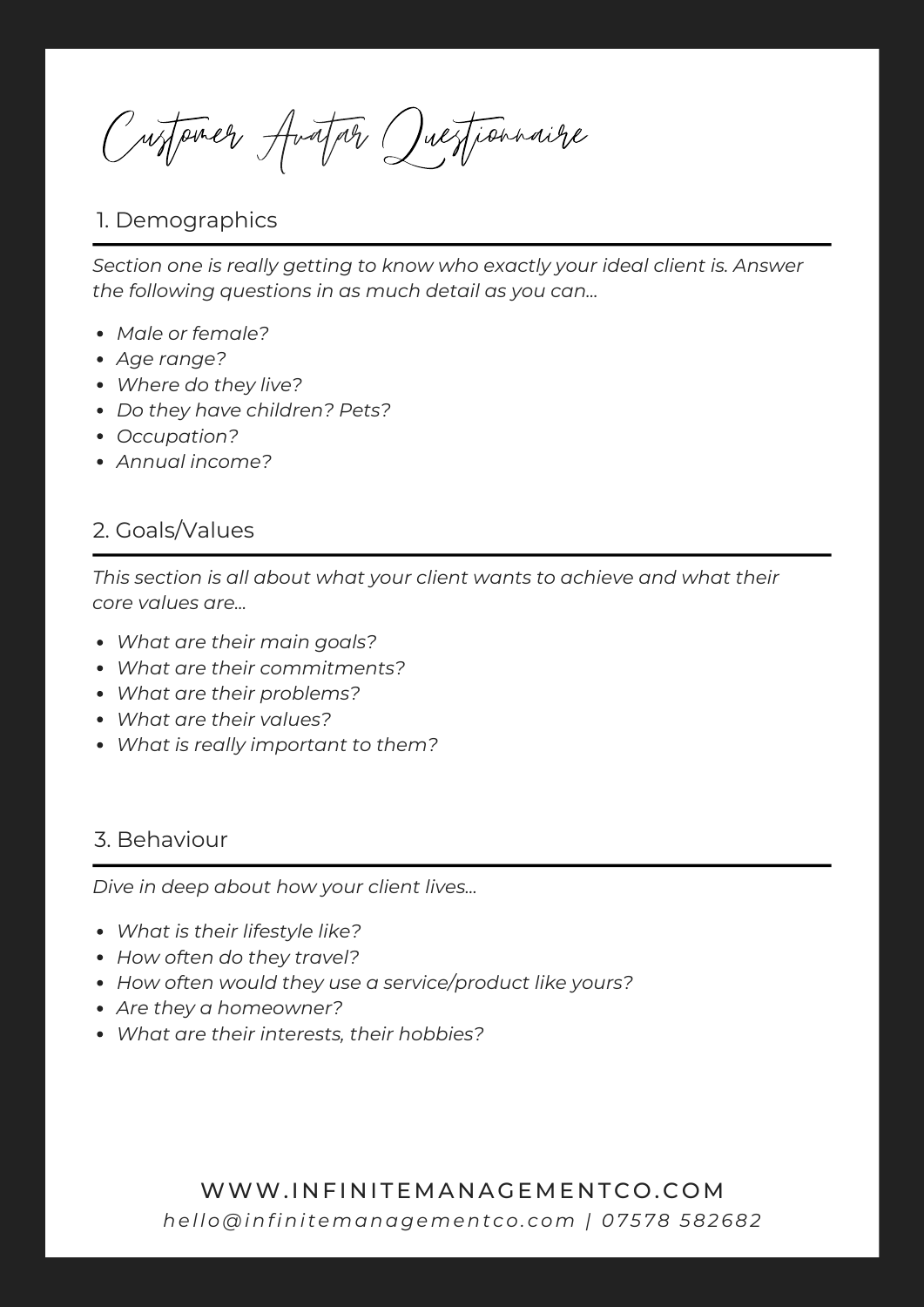# Customer Avatar Questionnaire

## 1. Demographics

*Section one is really getting to know who exactly your ideal client is. Answer the following questions in as much detail as you can...*

- *Male or female?*
- *Age range?*
- *Where do they live?*
- *Do they have children? Pets?*
- *Occupation?*
- *Annual income?*

## 2. Goals/Values

*This section is all about what your client wants to achieve and what their core values are...*

- *What are their main goals?*
- *What are their commitments?*
- *What are their problems?*
- *What are their values?*
- *What is really important to them?*

## 3. Behaviour

*Dive in deep about how your client lives...*

- *What is their lifestyle like?*
- *How often do they travel?*
- *How often would they use a service/product like yours?*
- *Are they a homeowner?*
- *What are their interests, their hobbies?*

WWW.INFINITEMANAGEMENTCO.COM

*hello@infinitemanagementco.com | 07578 582682*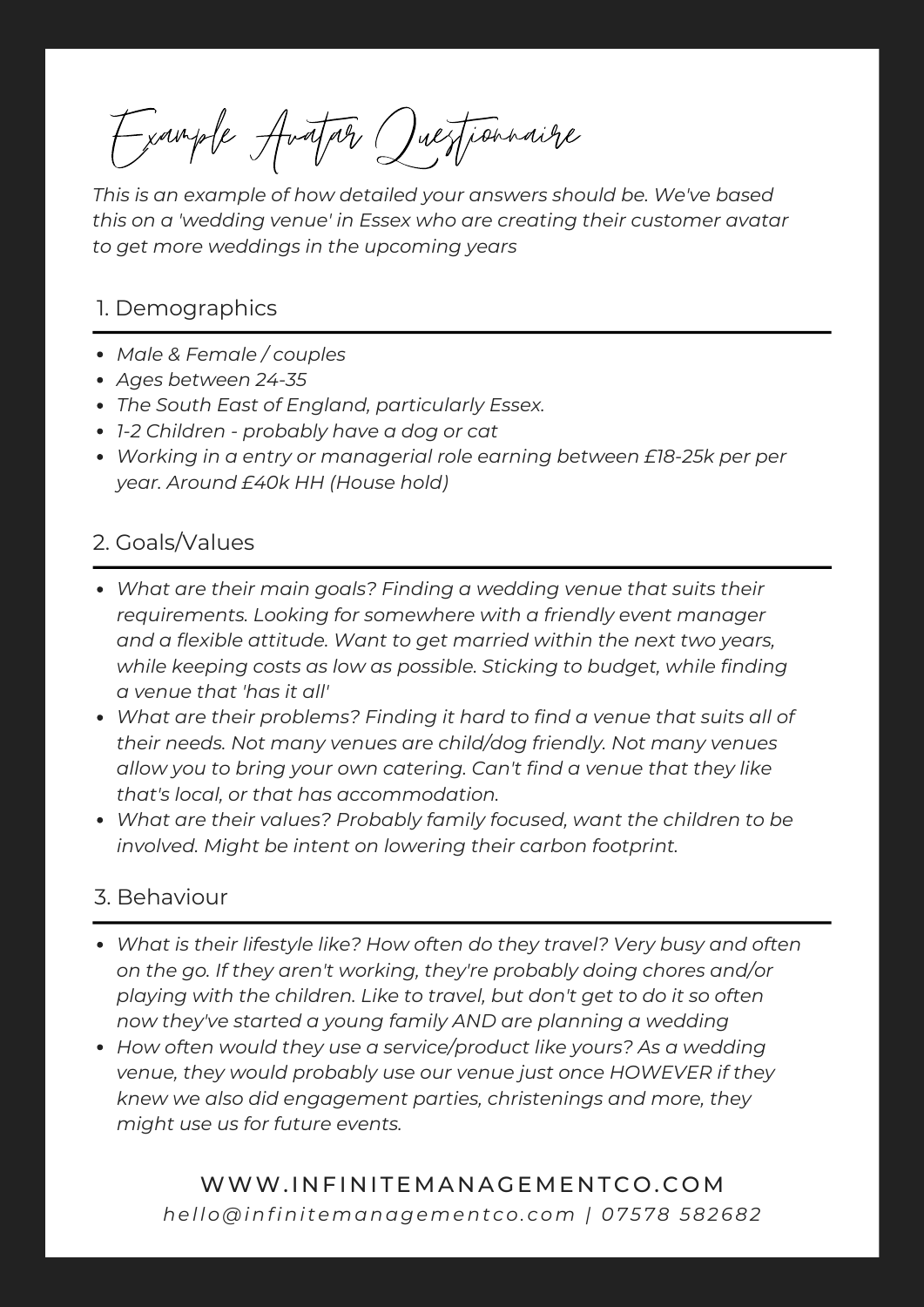# Example Avatar Questionnaire

*This is an example of how detailed your answers should be. We've based this on a 'wedding venue' in Essex who are creating their customer avatar to get more weddings in the upcoming years*

## 1. Demographics

- *Male & Female / couples*
- *Ages between 24-35*
- *The South East of England, particularly Essex.*
- *1-2 Children - probably have a dog or cat*
- *Working in a entry or managerial role earning between £18-25k per per year. Around £40k HH (House hold)*

## 2. Goals/Values

- *What are their main goals? Finding a wedding venue that suits their requirements. Looking for somewhere with a friendly event manager and a flexible attitude. Want to get married within the next two years, while keeping costs as low as possible. Sticking to budget, while finding a venue that 'has it all'*
- *What are their problems? Finding it hard to find a venue that suits all of their needs. Not many venues are child/dog friendly. Not many venues allow you to bring your own catering. Can't find a venue that they like that's local, or that has accommodation.*
- *What are their values? Probably family focused, want the children to be involved. Might be intent on lowering their carbon footprint.*

## 3. Behaviour

- *What is their lifestyle like? How often do they travel? Very busy and often on the go. If they aren't working, they're probably doing chores and/or playing with the children. Like to travel, but don't get to do it so often now they've started a young family AND are planning a wedding*
- *How often would they use a service/product like yours? As a wedding venue, they would probably use our venue just once HOWEVER if they knew we also did engagement parties, christenings and more, they might use us for future events.*

WWW.INFINITEMANAGEMENTCO.COM

*hello@infinitemanagementco.com | 07578 582682*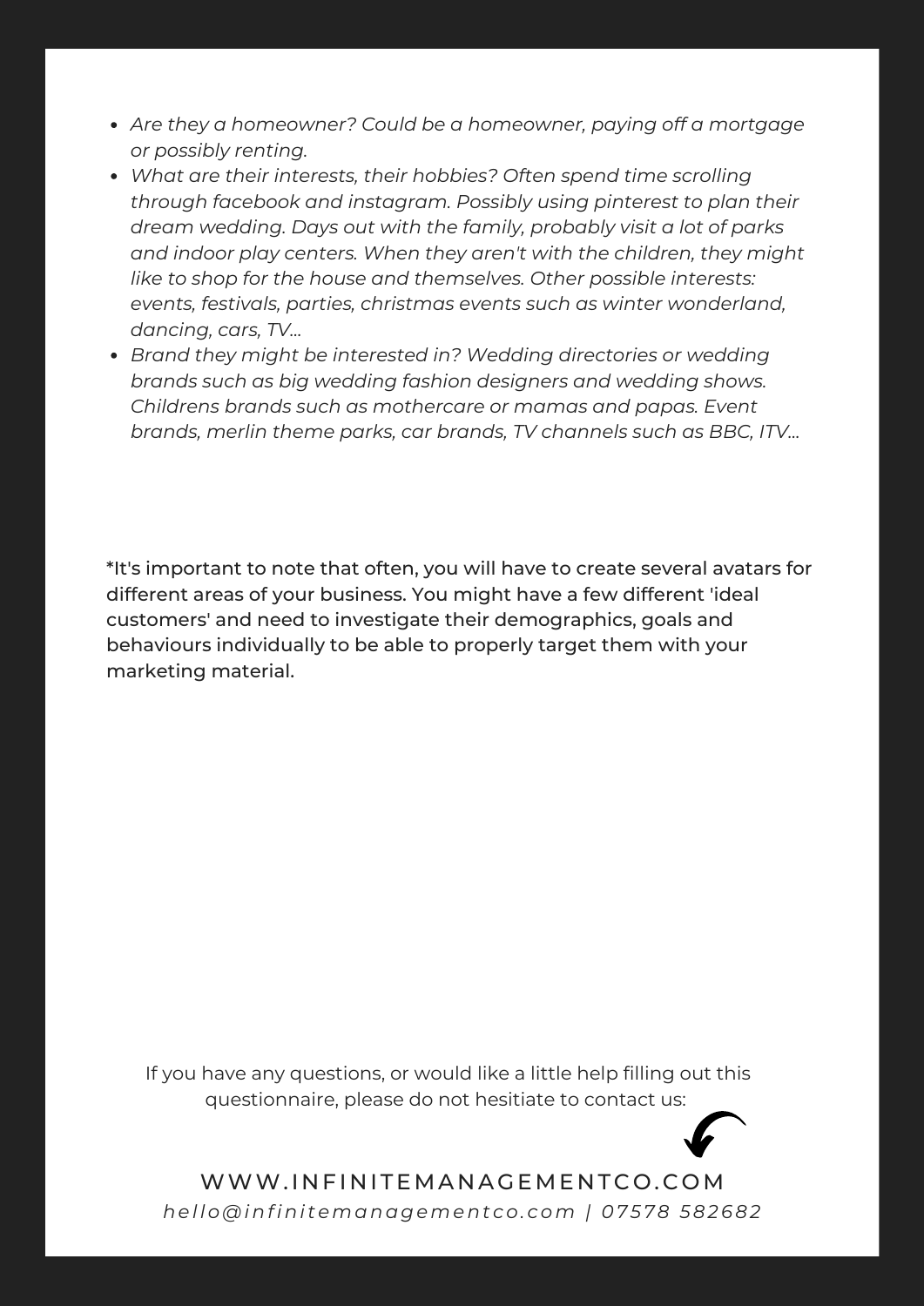- *Are they a homeowner? Could be a homeowner, paying off a mortgage or possibly renting.*
- *What are their interests, their hobbies? Often spend time scrolling through facebook and instagram. Possibly using pinterest to plan their dream wedding. Days out with the family, probably visit a lot of parks and indoor play centers. When they aren't with the children, they might like to shop for the house and themselves. Other possible interests: events, festivals, parties, christmas events such as winter wonderland, dancing, cars, TV...*
- *Brand they might be interested in? Wedding directories or wedding brands such as big wedding fashion designers and wedding shows. Childrens brands such as mothercare or mamas and papas. Event brands, merlin theme parks, car brands, TV channels such as BBC, ITV...*

*It's important to note that often, you will have to create several avatars for different areas of your business. You might have a few different 'ideal customers' and need to investigate their demographics, goals and behaviours individually to be able to properly target them with your marketing material.

If you have any questions, or would like a little help filling out this questionnaire, please do not hesitiate to contact us:

WWW.INFINITEMANAGEMENTCO.COM

*hello@infinitemanagementco.com | 07578 582682*